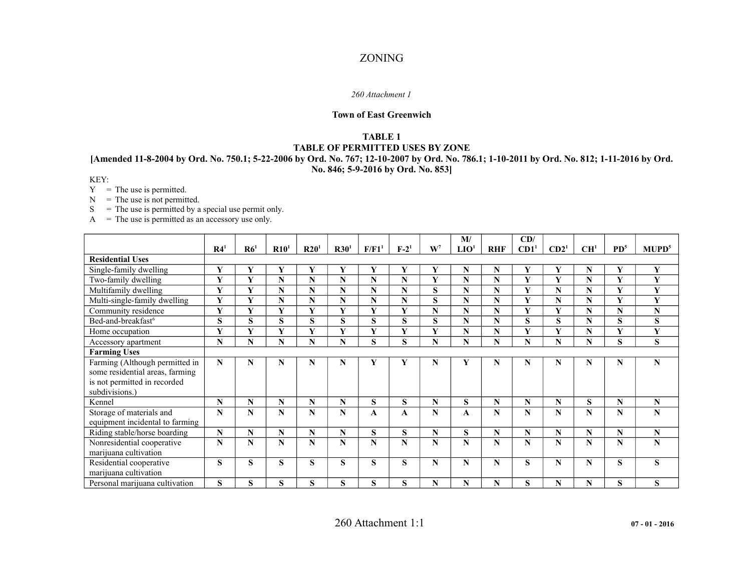# ZONING

*260 Attachment 1*

**Town of East Greenwich**

**TABLE 1**
**TABLE OF PERMITTED USES BY ZONE**
**[Amended 11-8-2004 by Ord. No. 750.1; 5-22-2006 by Ord. No. 767; 12-10-2007 by Ord. No. 786.1; 1-10-2011 by Ord. No. 812; 1-11-2016 by Ord. No. 846; 5-9-2016 by Ord. No. 853]**

KEY:
Y = The use is permitted.
N = The use is not permitted.
S = The use is permitted by a special use permit only.
A = The use is permitted as an accessory use only.

| | R4[1] | R6[1] | R10[1] | R20[1] | R30[1] | F/F1[1] | F-2[1] | W[7] | M/ LIO[1] | RHF | CD/ CD1[1] | CD2[1] | CH[1] | PD[5] | MUPD[5] |
|---|---|---|---|---|---|---|---|---|---|---|---|---|---|---|---|
| **Residential Uses** | | | | | | | | | | | | | | | |
| Single-family dwelling | **Y** | **Y** | **Y** | **Y** | **Y** | **Y** | **Y** | **Y** | **N** | **N** | **Y** | **Y** | **N** | **Y** | **Y** |
| Two-family dwelling | **Y** | **Y** | **N** | **N** | **N** | **N** | **N** | **Y** | **N** | **N** | **Y** | **Y** | **N** | **Y** | **Y** |
| Multifamily dwelling | **Y** | **Y** | **N** | **N** | **N** | **N** | **N** | **S** | **N** | **N** | **Y** | **N** | **N** | **Y** | **Y** |
| Multi-single-family dwelling | **Y** | **Y** | **N** | **N** | **N** | **N** | **N** | **S** | **N** | **N** | **Y** | **N** | **N** | **Y** | **Y** |
| Community residence | **Y** | **Y** | **Y** | **Y** | **Y** | **Y** | **Y** | **N** | **N** | **N** | **Y** | **Y** | **N** | **N** | **N** |
| Bed-and-breakfast[6] | **S** | **S** | **S** | **S** | **S** | **S** | **S** | **S** | **N** | **N** | **S** | **S** | **N** | **S** | **S** |
| Home occupation | **Y** | **Y** | **Y** | **Y** | **Y** | **Y** | **Y** | **Y** | **N** | **N** | **Y** | **Y** | **N** | **Y** | **Y** |
| Accessory apartment | **N** | **N** | **N** | **N** | **N** | **S** | **S** | **N** | **N** | **N** | **N** | **N** | **N** | **S** | **S** |
| **Farming Uses** | | | | | | | | | | | | | | | |
| Farming (Although permitted in some residential areas, farming is not permitted in recorded subdivisions.) | **N** | **N** | **N** | **N** | **N** | **Y** | **Y** | **N** | **Y** | **N** | **N** | **N** | **N** | **N** | **N** |
| Kennel | **N** | **N** | **N** | **N** | **N** | **S** | **S** | **N** | **S** | **N** | **N** | **N** | **S** | **N** | **N** |
| Storage of materials and equipment incidental to farming | **N** | **N** | **N** | **N** | **N** | **A** | **A** | **N** | **A** | **N** | **N** | **N** | **N** | **N** | **N** |
| Riding stable/horse boarding | **N** | **N** | **N** | **N** | **N** | **S** | **S** | **N** | **S** | **N** | **N** | **N** | **N** | **N** | **N** |
| Nonresidential cooperative marijuana cultivation | **N** | **N** | **N** | **N** | **N** | **N** | **N** | **N** | **N** | **N** | **N** | **N** | **N** | **N** | **N** |
| Residential cooperative marijuana cultivation | **S** | **S** | **S** | **S** | **S** | **S** | **S** | **N** | **N** | **N** | **S** | **N** | **N** | **S** | **S** |
| Personal marijuana cultivation | **S** | **S** | **S** | **S** | **S** | **S** | **S** | **N** | **N** | **N** | **S** | **N** | **N** | **S** | **S** |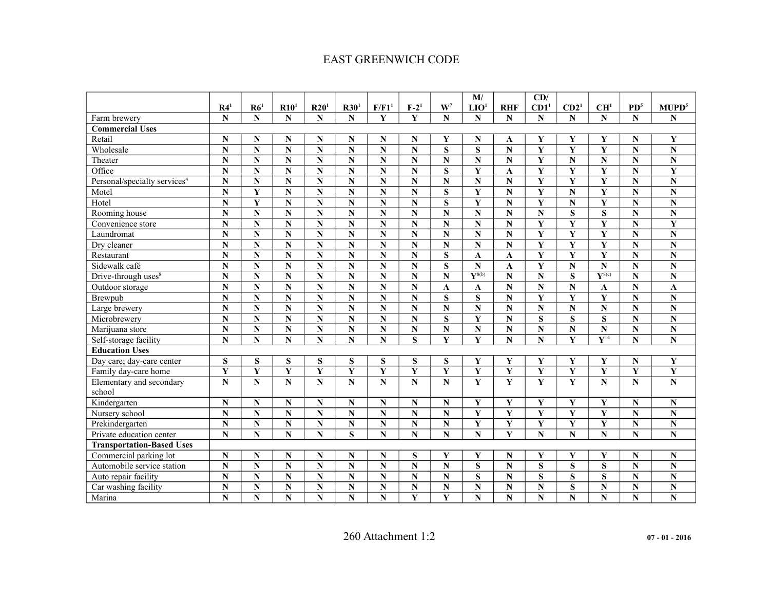| | R4[1] | R6[1] | R10[1] | R20[1] | R30[1] | F/F1[1] | F-2[1] | W[7] | M/ LIO[1] | RHF | CD/ CD1[1] | CD2[1] | CH[1] | PD[5] | MUPD[5] |
|---|---|---|---|---|---|---|---|---|---|---|---|---|---|---|---|
| Farm brewery | N | N | N | N | N | Y | Y | N | N | N | N | N | N | N | N |
| **Commercial Uses** | | | | | | | | | | | | | | | |
| Retail | N | N | N | N | N | N | N | Y | N | A | Y | Y | Y | N | Y |
| Wholesale | N | N | N | N | N | N | N | S | S | N | Y | Y | Y | N | N |
| Theater | N | N | N | N | N | N | N | N | N | N | Y | N | N | N | N |
| Office | N | N | N | N | N | N | N | S | Y | A | Y | Y | Y | N | Y |
| Personal/specialty services[4] | N | N | N | N | N | N | N | N | N | N | Y | Y | Y | N | N |
| Motel | N | Y | N | N | N | N | N | S | Y | N | Y | N | Y | N | N |
| Hotel | N | Y | N | N | N | N | N | S | Y | N | Y | N | Y | N | N |
| Rooming house | N | N | N | N | N | N | N | N | N | N | N | S | S | N | N |
| Convenience store | N | N | N | N | N | N | N | N | N | N | Y | Y | Y | N | Y |
| Laundromat | N | N | N | N | N | N | N | N | N | N | Y | Y | Y | N | N |
| Dry cleaner | N | N | N | N | N | N | N | N | N | N | Y | Y | Y | N | N |
| Restaurant | N | N | N | N | N | N | N | S | A | A | Y | Y | Y | N | N |
| Sidewalk café | N | N | N | N | N | N | N | S | N | A | Y | N | N | N | N |
| Drive-through uses[8] | N | N | N | N | N | N | N | N | Y[8(b)] | N | N | S | Y[8(c)] | N | N |
| Outdoor storage | N | N | N | N | N | N | N | A | A | N | N | N | A | N | A |
| Brewpub | N | N | N | N | N | N | N | S | S | N | Y | Y | Y | N | N |
| Large brewery | N | N | N | N | N | N | N | N | N | N | N | N | N | N | N |
| Microbrewery | N | N | N | N | N | N | N | S | Y | N | S | S | S | N | N |
| Marijuana store | N | N | N | N | N | N | N | N | N | N | N | N | N | N | N |
| Self-storage facility | N | N | N | N | N | N | S | Y | Y | N | N | Y | Y[14] | N | N |
| **Education Uses** | | | | | | | | | | | | | | | |
| Day care; day-care center | S | S | S | S | S | S | S | S | Y | Y | Y | Y | Y | N | Y |
| Family day-care home | Y | Y | Y | Y | Y | Y | Y | Y | Y | Y | Y | Y | Y | Y | Y |
| Elementary and secondary school | N | N | N | N | N | N | N | N | Y | Y | Y | Y | N | N | N |
| Kindergarten | N | N | N | N | N | N | N | N | Y | Y | Y | Y | Y | N | N |
| Nursery school | N | N | N | N | N | N | N | N | Y | Y | Y | Y | Y | N | N |
| Prekindergarten | N | N | N | N | N | N | N | N | Y | Y | Y | Y | Y | N | N |
| Private education center | N | N | N | N | S | N | N | N | N | Y | N | N | N | N | N |
| **Transportation-Based Uses** | | | | | | | | | | | | | | | |
| Commercial parking lot | N | N | N | N | N | N | S | Y | Y | N | Y | Y | Y | N | N |
| Automobile service station | N | N | N | N | N | N | N | N | S | N | S | S | S | N | N |
| Auto repair facility | N | N | N | N | N | N | N | N | S | N | S | S | S | N | N |
| Car washing facility | N | N | N | N | N | N | N | N | N | N | N | S | N | N | N |
| Marina | N | N | N | N | N | N | Y | Y | N | N | N | N | N | N | N |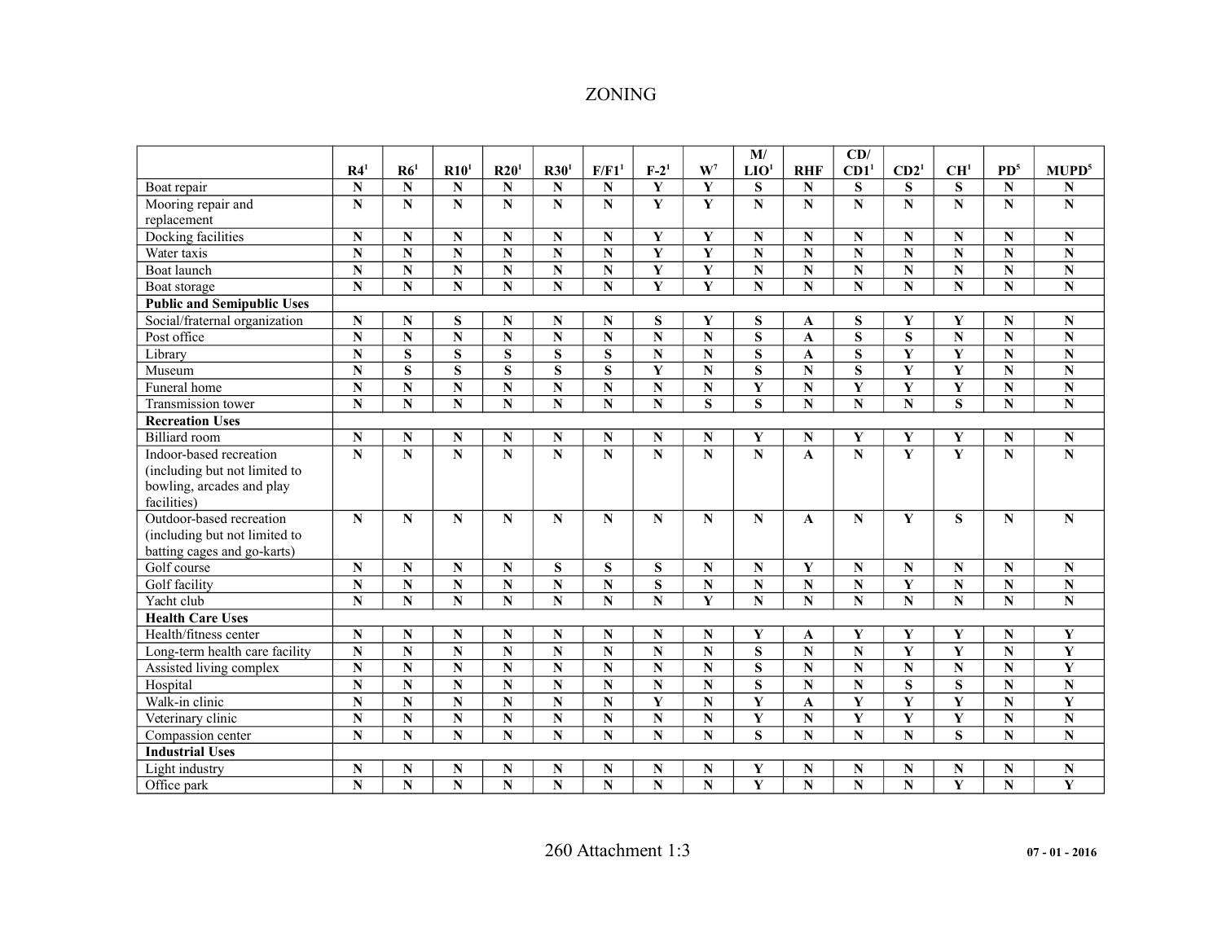| | R4[1] | R6[1] | R10[1] | R20[1] | R30[1] | F/F1[1] | F-2[1] | W[7] | M/ LIO[1] | RHF | CD/ CD1[1] | CD2[1] | CH[1] | PD[5] | MUPD[5] |
|---|---|---|---|---|---|---|---|---|---|---|---|---|---|---|---|
| Boat repair | N | N | N | N | N | N | Y | Y | S | N | S | S | S | N | N |
| Mooring repair and replacement | N | N | N | N | N | N | Y | Y | N | N | N | N | N | N | N |
| Docking facilities | N | N | N | N | N | N | Y | Y | N | N | N | N | N | N | N |
| Water taxis | N | N | N | N | N | N | Y | Y | N | N | N | N | N | N | N |
| Boat launch | N | N | N | N | N | N | Y | Y | N | N | N | N | N | N | N |
| Boat storage | N | N | N | N | N | N | Y | Y | N | N | N | N | N | N | N |
| **Public and Semipublic Uses** | | | | | | | | | | | | | | | |
| Social/fraternal organization | N | N | S | N | N | N | S | Y | S | A | S | Y | Y | N | N |
| Post office | N | N | N | N | N | N | N | N | S | A | S | S | N | N | N |
| Library | N | S | S | S | S | S | N | N | S | A | S | Y | Y | N | N |
| Museum | N | S | S | S | S | S | Y | N | S | N | S | Y | Y | N | N |
| Funeral home | N | N | N | N | N | N | N | N | Y | N | Y | Y | Y | N | N |
| Transmission tower | N | N | N | N | N | N | N | S | S | N | N | N | S | N | N |
| **Recreation Uses** | | | | | | | | | | | | | | | |
| Billiard room | N | N | N | N | N | N | N | N | Y | N | Y | Y | Y | N | N |
| Indoor-based recreation (including but not limited to bowling, arcades and play facilities) | N | N | N | N | N | N | N | N | N | A | N | Y | Y | N | N |
| Outdoor-based recreation (including but not limited to batting cages and go-karts) | N | N | N | N | N | N | N | N | N | A | N | Y | S | N | N |
| Golf course | N | N | N | N | S | S | S | N | N | Y | N | N | N | N | N |
| Golf facility | N | N | N | N | N | N | S | N | N | N | N | Y | N | N | N |
| Yacht club | N | N | N | N | N | N | N | Y | N | N | N | N | N | N | N |
| **Health Care Uses** | | | | | | | | | | | | | | | |
| Health/fitness center | N | N | N | N | N | N | N | N | Y | A | Y | Y | Y | N | Y |
| Long-term health care facility | N | N | N | N | N | N | N | N | S | N | N | Y | Y | N | Y |
| Assisted living complex | N | N | N | N | N | N | N | N | S | N | N | N | N | N | Y |
| Hospital | N | N | N | N | N | N | N | N | S | N | N | S | S | N | N |
| Walk-in clinic | N | N | N | N | N | N | Y | N | Y | A | Y | Y | Y | N | Y |
| Veterinary clinic | N | N | N | N | N | N | N | N | Y | N | Y | Y | Y | N | N |
| Compassion center | N | N | N | N | N | N | N | N | S | N | N | N | S | N | N |
| **Industrial Uses** | | | | | | | | | | | | | | | |
| Light industry | N | N | N | N | N | N | N | N | Y | N | N | N | N | N | N |
| Office park | N | N | N | N | N | N | N | N | Y | N | N | N | Y | N | Y |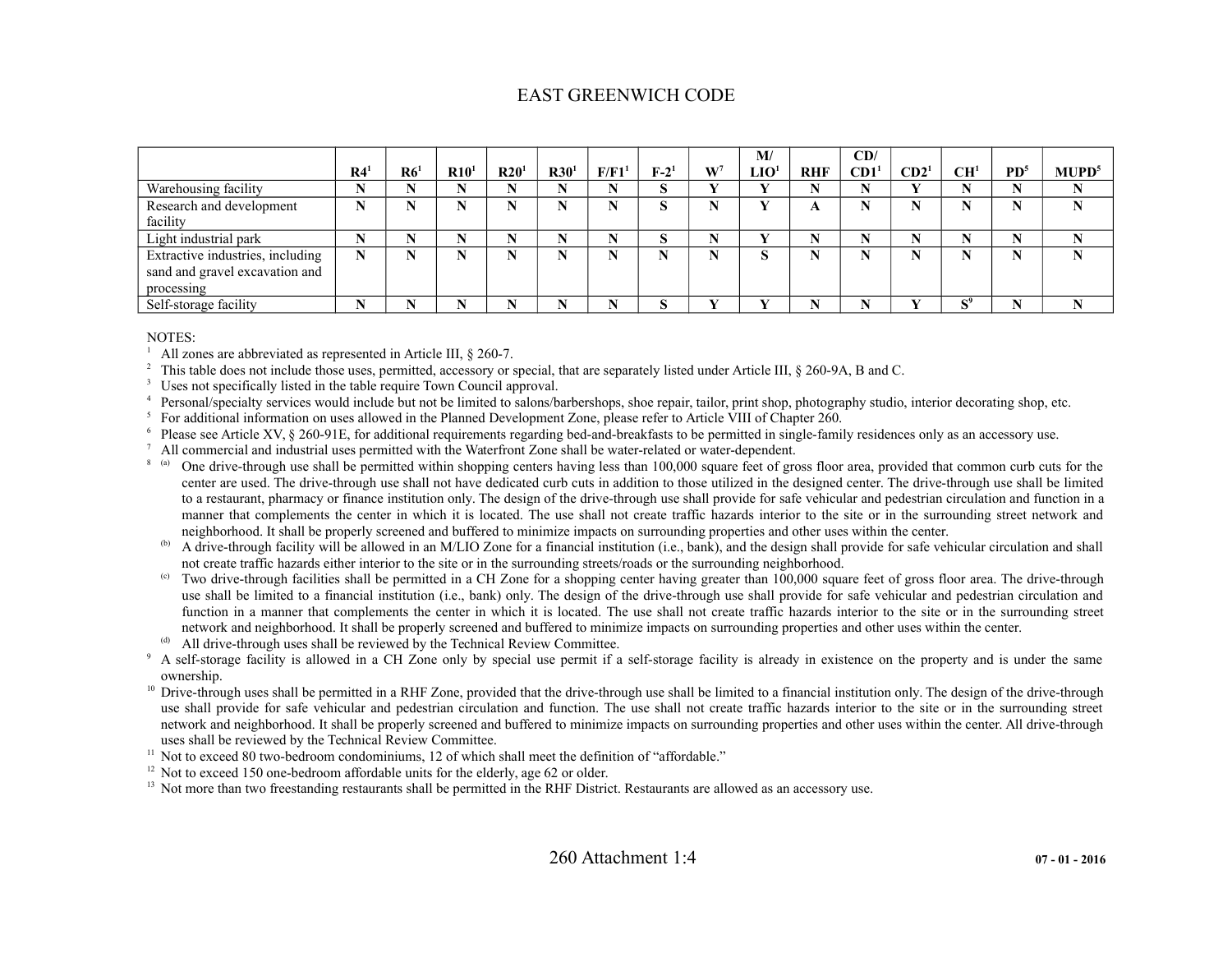| | R4[1] | R6[1] | R10[1] | R20[1] | R30[1] | F/F1[1] | F-2[1] | W[7] | M/ LIO[1] | RHF | CD/ CD1[1] | CD2[1] | CH[1] | PD[5] | MUPD[5] |
|---|---|---|---|---|---|---|---|---|---|---|---|---|---|---|---|
| Warehousing facility | N | N | N | N | N | N | S | Y | Y | N | N | Y | N | N | N |
| Research and development facility | N | N | N | N | N | N | S | N | Y | A | N | N | N | N | N |
| Light industrial park | N | N | N | N | N | N | S | N | Y | N | N | N | N | N | N |
| Extractive industries, including sand and gravel excavation and processing | N | N | N | N | N | N | N | N | S | N | N | N | N | N | N |
| Self-storage facility | N | N | N | N | N | N | S | Y | Y | N | N | Y | S[9] | N | N |

NOTES:

[1] All zones are abbreviated as represented in Article III, § 260-7.

[2] This table does not include those uses, permitted, accessory or special, that are separately listed under Article III, § 260-9A, B and C.

[3] Uses not specifically listed in the table require Town Council approval.

[4] Personal/specialty services would include but not be limited to salons/barbershops, shoe repair, tailor, print shop, photography studio, interior decorating shop, etc.

[5] For additional information on uses allowed in the Planned Development Zone, please refer to Article VIII of Chapter 260.

[6] Please see Article XV, § 260-91E, for additional requirements regarding bed-and-breakfasts to be permitted in single-family residences only as an accessory use.

[7] All commercial and industrial uses permitted with the Waterfront Zone shall be water-related or water-dependent.

[8] (a) One drive-through use shall be permitted within shopping centers having less than 100,000 square feet of gross floor area, provided that common curb cuts for the center are used. The drive-through use shall not have dedicated curb cuts in addition to those utilized in the designed center. The drive-through use shall be limited to a restaurant, pharmacy or finance institution only. The design of the drive-through use shall provide for safe vehicular and pedestrian circulation and function in a manner that complements the center in which it is located. The use shall not create traffic hazards interior to the site or in the surrounding street network and neighborhood. It shall be properly screened and buffered to minimize impacts on surrounding properties and other uses within the center.

(b) A drive-through facility will be allowed in an M/LIO Zone for a financial institution (i.e., bank), and the design shall provide for safe vehicular circulation and shall not create traffic hazards either interior to the site or in the surrounding streets/roads or the surrounding neighborhood.

(c) Two drive-through facilities shall be permitted in a CH Zone for a shopping center having greater than 100,000 square feet of gross floor area. The drive-through use shall be limited to a financial institution (i.e., bank) only. The design of the drive-through use shall provide for safe vehicular and pedestrian circulation and function in a manner that complements the center in which it is located. The use shall not create traffic hazards interior to the site or in the surrounding street network and neighborhood. It shall be properly screened and buffered to minimize impacts on surrounding properties and other uses within the center.

(d) All drive-through uses shall be reviewed by the Technical Review Committee.

[9] A self-storage facility is allowed in a CH Zone only by special use permit if a self-storage facility is already in existence on the property and is under the same ownership.

[10] Drive-through uses shall be permitted in a RHF Zone, provided that the drive-through use shall be limited to a financial institution only. The design of the drive-through use shall provide for safe vehicular and pedestrian circulation and function. The use shall not create traffic hazards interior to the site or in the surrounding street network and neighborhood. It shall be properly screened and buffered to minimize impacts on surrounding properties and other uses within the center. All drive-through uses shall be reviewed by the Technical Review Committee.

[11] Not to exceed 80 two-bedroom condominiums, 12 of which shall meet the definition of "affordable."

[12] Not to exceed 150 one-bedroom affordable units for the elderly, age 62 or older.

[13] Not more than two freestanding restaurants shall be permitted in the RHF District. Restaurants are allowed as an accessory use.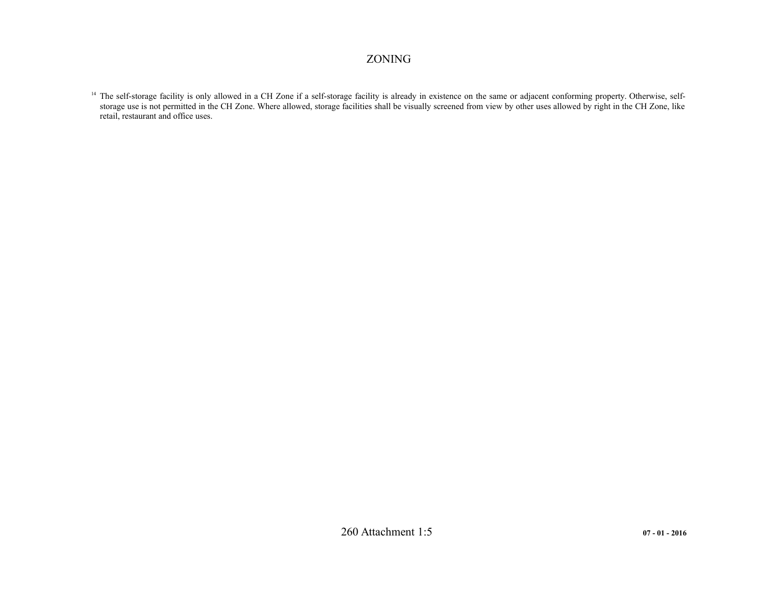[14] The self-storage facility is only allowed in a CH Zone if a self-storage facility is already in existence on the same or adjacent conforming property. Otherwise, self-storage use is not permitted in the CH Zone. Where allowed, storage facilities shall be visually screened from view by other uses allowed by right in the CH Zone, like retail, restaurant and office uses.